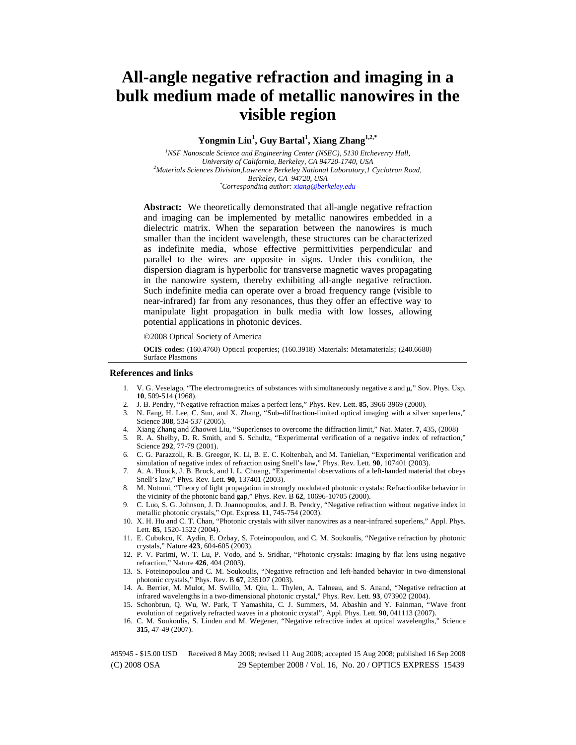# All-angle negative refraction and imaging in a bulk medium made of metallic nanowires in the visible region

**Yongmin Liu[1], Guy Bartal[1], Xiang Zhang[1,2,*]**

*[1]NSF Nanoscale Science and Engineering Center (NSEC), 5130 Etcheverry Hall, University of California, Berkeley, CA 94720-1740, USA*
*[2]Materials Sciences Division, Lawrence Berkeley National Laboratory, 1 Cyclotron Road, Berkeley, CA 94720, USA*
*[*]Corresponding author: xiang@berkeley.edu*

**Abstract:** We theoretically demonstrated that all-angle negative refraction and imaging can be implemented by metallic nanowires embedded in a dielectric matrix. When the separation between the nanowires is much smaller than the incident wavelength, these structures can be characterized as indefinite media, whose effective permittivities perpendicular and parallel to the wires are opposite in signs. Under this condition, the dispersion diagram is hyperbolic for transverse magnetic waves propagating in the nanowire system, thereby exhibiting all-angle negative refraction. Such indefinite media can operate over a broad frequency range (visible to near-infrared) far from any resonances, thus they offer an effective way to manipulate light propagation in bulk media with low losses, allowing potential applications in photonic devices.

©2008 Optical Society of America

**OCIS codes:** (160.4760) Optical properties; (160.3918) Materials: Metamaterials; (240.6680) Surface Plasmons

## References and links

1. V. G. Veselago, "The electromagnetics of substances with simultaneously negative ε and μ," Sov. Phys. Usp. **10**, 509-514 (1968).
2. J. B. Pendry, "Negative refraction makes a perfect lens," Phys. Rev. Lett. **85**, 3966-3969 (2000).
3. N. Fang, H. Lee, C. Sun, and X. Zhang, "Sub–diffraction-limited optical imaging with a silver superlens," Science **308**, 534-537 (2005).
4. Xiang Zhang and Zhaowei Liu, "Superlenses to overcome the diffraction limit," Nat. Mater. **7**, 435, (2008)
5. R. A. Shelby, D. R. Smith, and S. Schultz, "Experimental verification of a negative index of refraction," Science **292**, 77-79 (2001).
6. C. G. Parazzoli, R. B. Greegor, K. Li, B. E. C. Koltenbah, and M. Tanielian, "Experimental verification and simulation of negative index of refraction using Snell's law," Phys. Rev. Lett. **90**, 107401 (2003).
7. A. A. Houck, J. B. Brock, and I. L. Chuang, "Experimental observations of a left-handed material that obeys Snell's law," Phys. Rev. Lett. **90**, 137401 (2003).
8. M. Notomi, "Theory of light propagation in strongly modulated photonic crystals: Refractionlike behavior in the vicinity of the photonic band gap," Phys. Rev. B **62**, 10696-10705 (2000).
9. C. Luo, S. G. Johnson, J. D. Joannopoulos, and J. B. Pendry, "Negative refraction without negative index in metallic photonic crystals," Opt. Express **11**, 745-754 (2003).
10. X. H. Hu and C. T. Chan, "Photonic crystals with silver nanowires as a near-infrared superlens," Appl. Phys. Lett. **85**, 1520-1522 (2004).
11. E. Cubukcu, K. Aydin, E. Ozbay, S. Foteinopoulou, and C. M. Soukoulis, "Negative refraction by photonic crystals," Nature **423**, 604-605 (2003).
12. P. V. Parimi, W. T. Lu, P. Vodo, and S. Sridhar, "Photonic crystals: Imaging by flat lens using negative refraction," Nature **426**, 404 (2003).
13. S. Foteinopoulou and C. M. Soukoulis, "Negative refraction and left-handed behavior in two-dimensional photonic crystals," Phys. Rev. B **67**, 235107 (2003).
14. A. Berrier, M. Mulot, M. Swillo, M. Qiu, L. Thylen, A. Talneau, and S. Anand, "Negative refraction at infrared wavelengths in a two-dimensional photonic crystal," Phys. Rev. Lett. **93**, 073902 (2004).
15. Schonbrun, Q. Wu, W. Park, T Yamashita, C. J. Summers, M. Abashin and Y. Fainman, "Wave front evolution of negatively refracted waves in a photonic crystal", Appl. Phys. Lett. **90**, 041113 (2007).
16. C. M. Soukoulis, S. Linden and M. Wegener, "Negative refractive index at optical wavelengths," Science **315**, 47-49 (2007).

#95945 - $15.00 USD Received 8 May 2008; revised 11 Aug 2008; accepted 15 Aug 2008; published 16 Sep 2008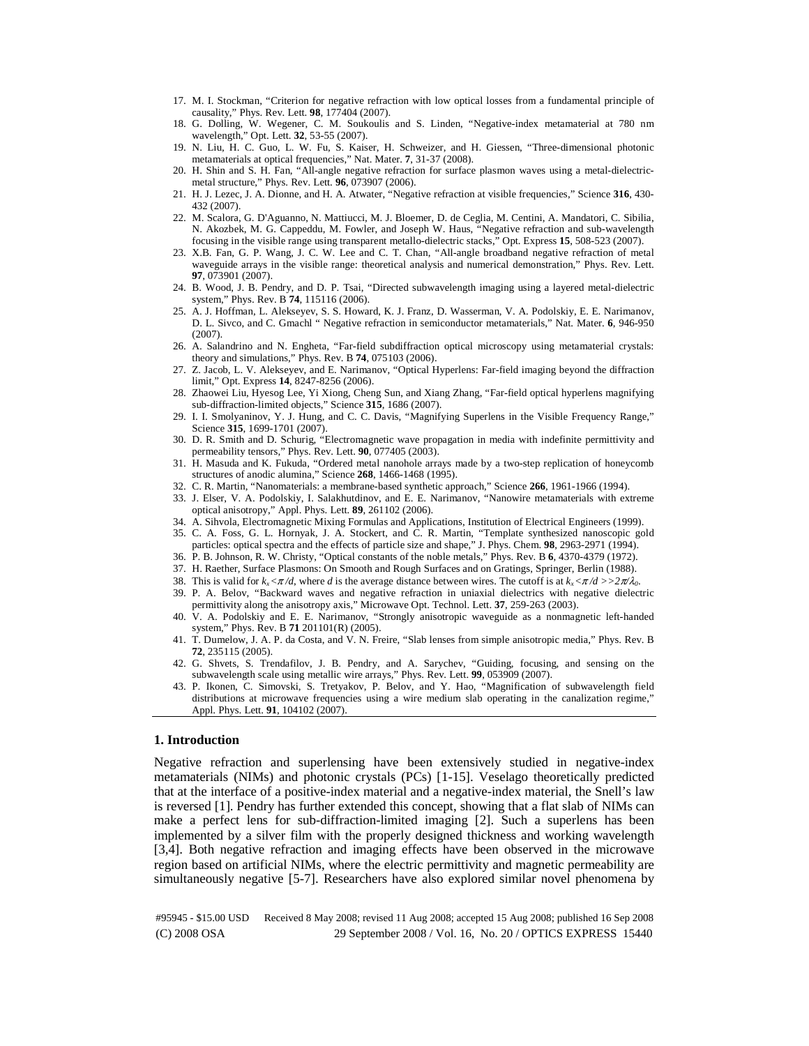17. M. I. Stockman, "Criterion for negative refraction with low optical losses from a fundamental principle of causality," Phys. Rev. Lett. **98**, 177404 (2007).
18. G. Dolling, W. Wegener, C. M. Soukoulis and S. Linden, "Negative-index metamaterial at 780 nm wavelength," Opt. Lett. **32**, 53-55 (2007).
19. N. Liu, H. C. Guo, L. W. Fu, S. Kaiser, H. Schweizer, and H. Giessen, "Three-dimensional photonic metamaterials at optical frequencies," Nat. Mater. **7**, 31-37 (2008).
20. H. Shin and S. H. Fan, "All-angle negative refraction for surface plasmon waves using a metal-dielectric-metal structure," Phys. Rev. Lett. **96**, 073907 (2006).
21. H. J. Lezec, J. A. Dionne, and H. A. Atwater, "Negative refraction at visible frequencies," Science **316**, 430-432 (2007).
22. M. Scalora, G. D'Aguanno, N. Mattiucci, M. J. Bloemer, D. de Ceglia, M. Centini, A. Mandatori, C. Sibilia, N. Akozbek, M. G. Cappeddu, M. Fowler, and Joseph W. Haus, "Negative refraction and sub-wavelength focusing in the visible range using transparent metallo-dielectric stacks," Opt. Express **15**, 508-523 (2007).
23. X.B. Fan, G. P. Wang, J. C. W. Lee and C. T. Chan, "All-angle broadband negative refraction of metal waveguide arrays in the visible range: theoretical analysis and numerical demonstration," Phys. Rev. Lett. **97**, 073901 (2007).
24. B. Wood, J. B. Pendry, and D. P. Tsai, "Directed subwavelength imaging using a layered metal-dielectric system," Phys. Rev. B **74**, 115116 (2006).
25. A. J. Hoffman, L. Alekseyev, S. S. Howard, K. J. Franz, D. Wasserman, V. A. Podolskiy, E. E. Narimanov, D. L. Sivco, and C. Gmachl " Negative refraction in semiconductor metamaterials," Nat. Mater. **6**, 946-950 (2007).
26. A. Salandrino and N. Engheta, "Far-field subdiffraction optical microscopy using metamaterial crystals: theory and simulations," Phys. Rev. B **74**, 075103 (2006).
27. Z. Jacob, L. V. Alekseyev, and E. Narimanov, "Optical Hyperlens: Far-field imaging beyond the diffraction limit," Opt. Express **14**, 8247-8256 (2006).
28. Zhaowei Liu, Hyesog Lee, Yi Xiong, Cheng Sun, and Xiang Zhang, "Far-field optical hyperlens magnifying sub-diffraction-limited objects," Science **315**, 1686 (2007).
29. I. I. Smolyaninov, Y. J. Hung, and C. C. Davis, "Magnifying Superlens in the Visible Frequency Range," Science **315**, 1699-1701 (2007).
30. D. R. Smith and D. Schurig, "Electromagnetic wave propagation in media with indefinite permittivity and permeability tensors," Phys. Rev. Lett. **90**, 077405 (2003).
31. H. Masuda and K. Fukuda, "Ordered metal nanohole arrays made by a two-step replication of honeycomb structures of anodic alumina," Science **268**, 1466-1468 (1995).
32. C. R. Martin, "Nanomaterials: a membrane-based synthetic approach," Science **266**, 1961-1966 (1994).
33. J. Elser, V. A. Podolskiy, I. Salakhutdinov, and E. E. Narimanov, "Nanowire metamaterials with extreme optical anisotropy," Appl. Phys. Lett. **89**, 261102 (2006).
34. A. Sihvola, Electromagnetic Mixing Formulas and Applications, Institution of Electrical Engineers (1999).
35. C. A. Foss, G. L. Hornyak, J. A. Stockert, and C. R. Martin, "Template synthesized nanoscopic gold particles: optical spectra and the effects of particle size and shape," J. Phys. Chem. **98**, 2963-2971 (1994).
36. P. B. Johnson, R. W. Christy, "Optical constants of the noble metals," Phys. Rev. B **6**, 4370-4379 (1972).
37. H. Raether, Surface Plasmons: On Smooth and Rough Surfaces and on Gratings, Springer, Berlin (1988).
38. This is valid for $k_x < \pi/d$, where $d$ is the average distance between wires. The cutoff is at $k_x < \pi/d >> 2\pi/\lambda_0$.
39. P. A. Belov, "Backward waves and negative refraction in uniaxial dielectrics with negative dielectric permittivity along the anisotropy axis," Microwave Opt. Technol. Lett. **37**, 259-263 (2003).
40. V. A. Podolskiy and E. E. Narimanov, "Strongly anisotropic waveguide as a nonmagnetic left-handed system," Phys. Rev. B **71** 201101(R) (2005).
41. T. Dumelow, J. A. P. da Costa, and V. N. Freire, "Slab lenses from simple anisotropic media," Phys. Rev. B **72**, 235115 (2005).
42. G. Shvets, S. Trendafilov, J. B. Pendry, and A. Sarychev, "Guiding, focusing, and sensing on the subwavelength scale using metallic wire arrays," Phys. Rev. Lett. **99**, 053909 (2007).
43. P. Ikonen, C. Simovski, S. Tretyakov, P. Belov, and Y. Hao, "Magnification of subwavelength field distributions at microwave frequencies using a wire medium slab operating in the canalization regime," Appl. Phys. Lett. **91**, 104102 (2007).

## 1. Introduction

Negative refraction and superlensing have been extensively studied in negative-index metamaterials (NIMs) and photonic crystals (PCs) [1-15]. Veselago theoretically predicted that at the interface of a positive-index material and a negative-index material, the Snell's law is reversed [1]. Pendry has further extended this concept, showing that a flat slab of NIMs can make a perfect lens for sub-diffraction-limited imaging [2]. Such a superlens has been implemented by a silver film with the properly designed thickness and working wavelength [3,4]. Both negative refraction and imaging effects have been observed in the microwave region based on artificial NIMs, where the electric permittivity and magnetic permeability are simultaneously negative [5-7]. Researchers have also explored similar novel phenomena by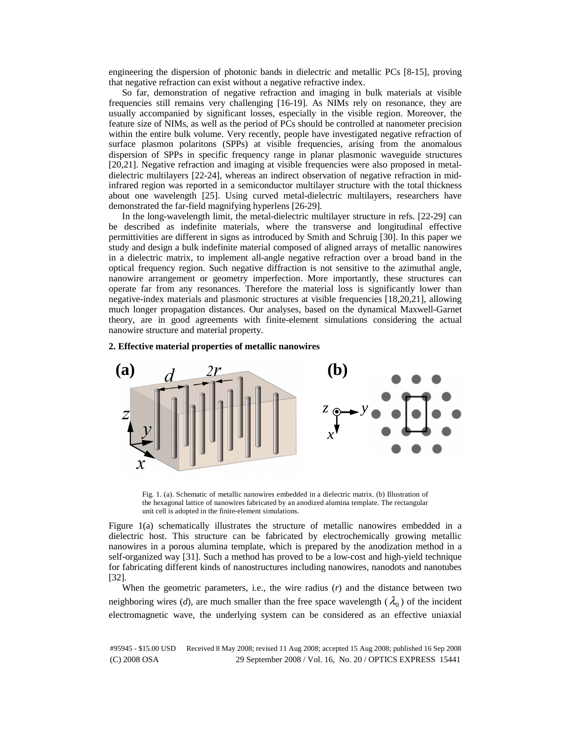engineering the dispersion of photonic bands in dielectric and metallic PCs [8-15], proving that negative refraction can exist without a negative refractive index.

So far, demonstration of negative refraction and imaging in bulk materials at visible frequencies still remains very challenging [16-19]. As NIMs rely on resonance, they are usually accompanied by significant losses, especially in the visible region. Moreover, the feature size of NIMs, as well as the period of PCs should be controlled at nanometer precision within the entire bulk volume. Very recently, people have investigated negative refraction of surface plasmon polaritons (SPPs) at visible frequencies, arising from the anomalous dispersion of SPPs in specific frequency range in planar plasmonic waveguide structures [20,21]. Negative refraction and imaging at visible frequencies were also proposed in metal-dielectric multilayers [22-24], whereas an indirect observation of negative refraction in mid-infrared region was reported in a semiconductor multilayer structure with the total thickness about one wavelength [25]. Using curved metal-dielectric multilayers, researchers have demonstrated the far-field magnifying hyperlens [26-29].

In the long-wavelength limit, the metal-dielectric multilayer structure in refs. [22-29] can be described as indefinite materials, where the transverse and longitudinal effective permittivities are different in signs as introduced by Smith and Schruig [30]. In this paper we study and design a bulk indefinite material composed of aligned arrays of metallic nanowires in a dielectric matrix, to implement all-angle negative refraction over a broad band in the optical frequency region. Such negative diffraction is not sensitive to the azimuthal angle, nanowire arrangement or geometry imperfection. More importantly, these structures can operate far from any resonances. Therefore the material loss is significantly lower than negative-index materials and plasmonic structures at visible frequencies [18,20,21], allowing much longer propagation distances. Our analyses, based on the dynamical Maxwell-Garnet theory, are in good agreements with finite-element simulations considering the actual nanowire structure and material property.

## 2. Effective material properties of metallic nanowires

Fig. 1. (a). Schematic of metallic nanowires embedded in a dielectric matrix. (b) Illustration of the hexagonal lattice of nanowires fabricated by an anodized alumina template. The rectangular unit cell is adopted in the finite-element simulations.

Figure 1(a) schematically illustrates the structure of metallic nanowires embedded in a dielectric host. This structure can be fabricated by electrochemically growing metallic nanowires in a porous alumina template, which is prepared by the anodization method in a self-organized way [31]. Such a method has proved to be a low-cost and high-yield technique for fabricating different kinds of nanostructures including nanowires, nanodots and nanotubes [32].

When the geometric parameters, i.e., the wire radius ($r$) and the distance between two neighboring wires ($d$), are much smaller than the free space wavelength ($\lambda_0$) of the incident electromagnetic wave, the underlying system can be considered as an effective uniaxial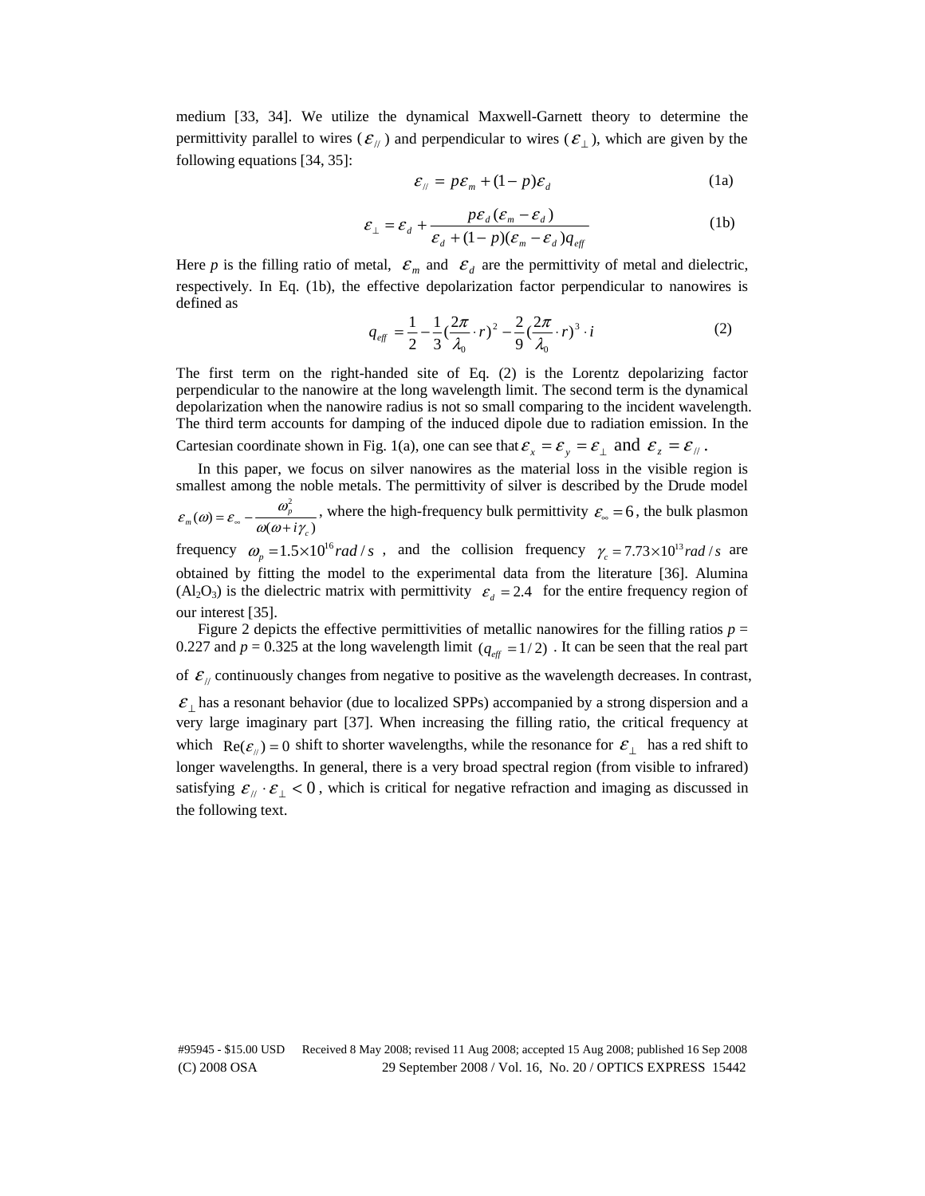medium [33, 34]. We utilize the dynamical Maxwell-Garnett theory to determine the permittivity parallel to wires ($\varepsilon_{//}$) and perpendicular to wires ($\varepsilon_{\perp}$), which are given by the following equations [34, 35]:

$$\varepsilon_{//} = p\varepsilon_m + (1-p)\varepsilon_d \tag{1a}$$

$$\varepsilon_{\perp} = \varepsilon_d + \frac{p\varepsilon_d(\varepsilon_m - \varepsilon_d)}{\varepsilon_d + (1-p)(\varepsilon_m - \varepsilon_d)q_{eff}} \tag{1b}$$

Here *p* is the filling ratio of metal, $\varepsilon_m$ and $\varepsilon_d$ are the permittivity of metal and dielectric, respectively. In Eq. (1b), the effective depolarization factor perpendicular to nanowires is defined as

$$q_{eff} = \frac{1}{2} - \frac{1}{3}\left(\frac{2\pi}{\lambda_0}\cdot r\right)^2 - \frac{2}{9}\left(\frac{2\pi}{\lambda_0}\cdot r\right)^3 \cdot i \tag{2}$$

The first term on the right-handed site of Eq. (2) is the Lorentz depolarizing factor perpendicular to the nanowire at the long wavelength limit. The second term is the dynamical depolarization when the nanowire radius is not so small comparing to the incident wavelength. The third term accounts for damping of the induced dipole due to radiation emission. In the Cartesian coordinate shown in Fig. 1(a), one can see that $\varepsilon_x = \varepsilon_y = \varepsilon_{\perp}$ and $\varepsilon_z = \varepsilon_{//}$.

In this paper, we focus on silver nanowires as the material loss in the visible region is smallest among the noble metals. The permittivity of silver is described by the Drude model $\varepsilon_m(\omega) = \varepsilon_{\infty} - \frac{\omega_p^2}{\omega(\omega + i\gamma_c)}$, where the high-frequency bulk permittivity $\varepsilon_{\infty} = 6$, the bulk plasmon frequency $\omega_p = 1.5\times10^{16} rad/s$, and the collision frequency $\gamma_c = 7.73\times10^{13} rad/s$ are obtained by fitting the model to the experimental data from the literature [36]. Alumina ($Al_2O_3$) is the dielectric matrix with permittivity $\varepsilon_d = 2.4$ for the entire frequency region of our interest [35].

Figure 2 depicts the effective permittivities of metallic nanowires for the filling ratios $p$ = 0.227 and $p$ = 0.325 at the long wavelength limit $(q_{eff} = 1/2)$. It can be seen that the real part of $\varepsilon_{//}$ continuously changes from negative to positive as the wavelength decreases. In contrast, $\varepsilon_{\perp}$ has a resonant behavior (due to localized SPPs) accompanied by a strong dispersion and a very large imaginary part [37]. When increasing the filling ratio, the critical frequency at which $\mathrm{Re}(\varepsilon_{//}) = 0$ shift to shorter wavelengths, while the resonance for $\varepsilon_{\perp}$ has a red shift to longer wavelengths. In general, there is a very broad spectral region (from visible to infrared) satisfying $\varepsilon_{//}\cdot\varepsilon_{\perp} < 0$, which is critical for negative refraction and imaging as discussed in the following text.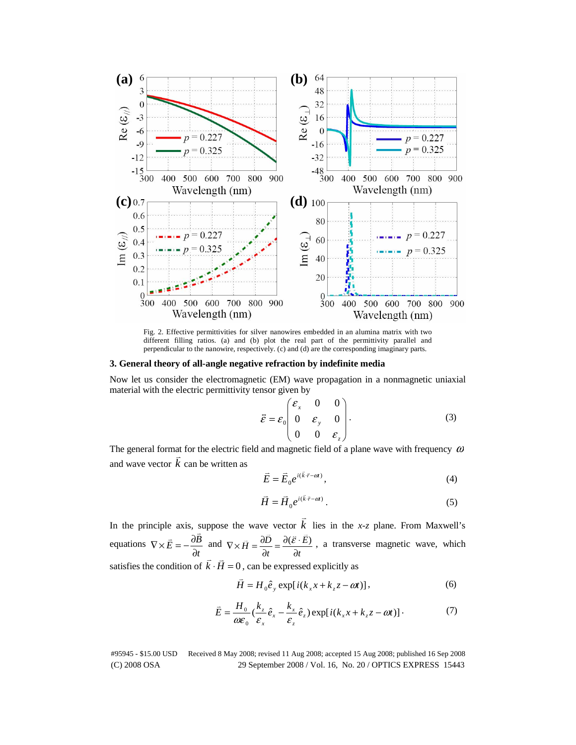Fig. 2. Effective permittivities for silver nanowires embedded in an alumina matrix with two different filling ratios. (a) and (b) plot the real part of the permittivity parallel and perpendicular to the nanowire, respectively. (c) and (d) are the corresponding imaginary parts.

### 3. General theory of all-angle negative refraction by indefinite media

Now let us consider the electromagnetic (EM) wave propagation in a nonmagnetic uniaxial material with the electric permittivity tensor given by

$$\vec{\vec{\varepsilon}} = \varepsilon_0 \begin{pmatrix} \varepsilon_x & 0 & 0 \\ 0 & \varepsilon_y & 0 \\ 0 & 0 & \varepsilon_z \end{pmatrix}. \tag{3}$$

The general format for the electric field and magnetic field of a plane wave with frequency $\omega$ and wave vector $\vec{k}$ can be written as

$$\vec{E} = \vec{E}_0 e^{i(\vec{k}\cdot\vec{r}-\omega t)}, \tag{4}$$

$$\vec{H} = \vec{H}_0 e^{i(\vec{k}\cdot\vec{r}-\omega t)}. \tag{5}$$

In the principle axis, suppose the wave vector $\vec{k}$ lies in the *x*-*z* plane. From Maxwell's equations $\nabla \times \vec{E} = -\frac{\partial \vec{B}}{\partial t}$ and $\nabla \times \vec{H} = \frac{\partial \vec{D}}{\partial t} = \frac{\partial (\vec{\vec{\varepsilon}} \cdot \vec{E})}{\partial t}$, a transverse magnetic wave, which satisfies the condition of $\vec{k} \cdot \vec{H} = 0$, can be expressed explicitly as

$$\vec{H} = H_0 \hat{e}_y \exp[i(k_x x + k_z z - \omega t)], \tag{6}$$

$$\vec{E} = \frac{H_0}{\omega \varepsilon_0}\left(\frac{k_z}{\varepsilon_x}\hat{e}_x - \frac{k_x}{\varepsilon_z}\hat{e}_z\right)\exp[i(k_x x + k_z z - \omega t)]. \tag{7}$$

#95945 - $15.00 USD Received 8 May 2008; revised 11 Aug 2008; accepted 15 Aug 2008; published 16 Sep 2008
(C) 2008 OSA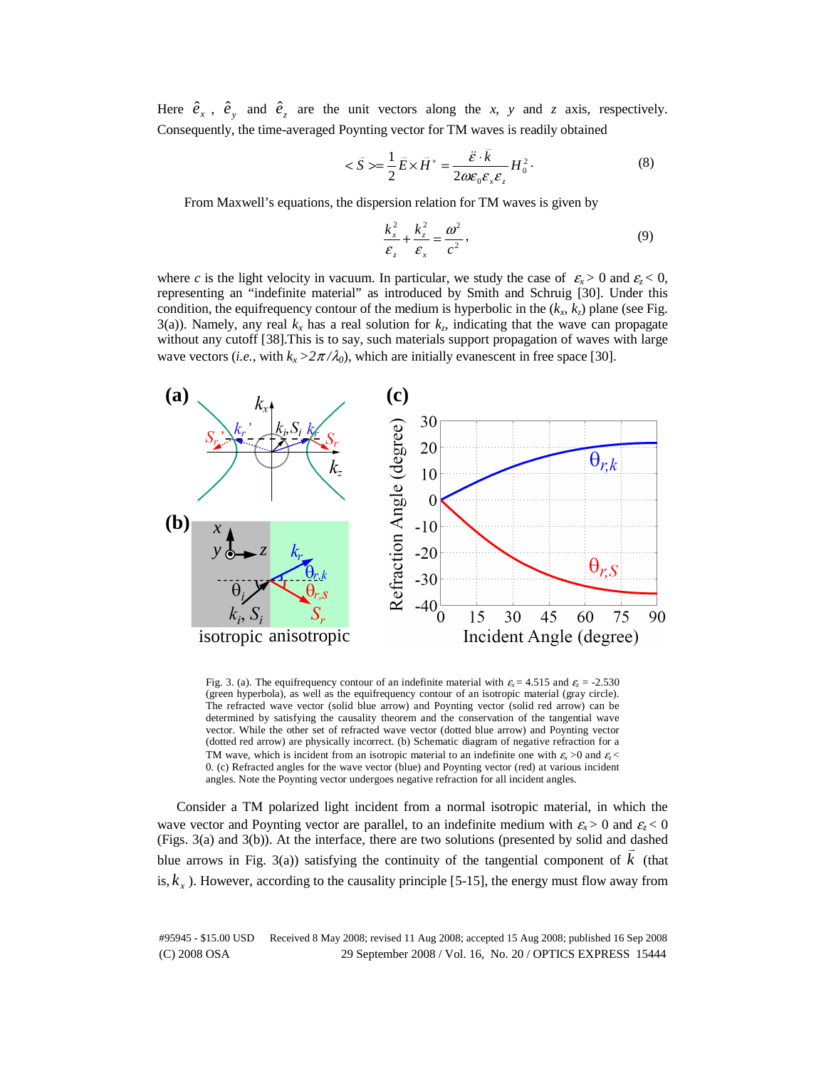Here $\hat{e}_x$ , $\hat{e}_y$ and $\hat{e}_z$ are the unit vectors along the *x*, *y* and *z* axis, respectively. Consequently, the time-averaged Poynting vector for TM waves is readily obtained

$$< \vec{S} >= \frac{1}{2}\vec{E}\times\vec{H}^* = \frac{\ddot{\varepsilon}\cdot\vec{k}}{2\omega\varepsilon_0\varepsilon_x\varepsilon_z}H_0^2. \tag{8}$$

From Maxwell's equations, the dispersion relation for TM waves is given by

$$\frac{k_x^2}{\varepsilon_z}+\frac{k_z^2}{\varepsilon_x}=\frac{\omega^2}{c^2}, \tag{9}$$

where *c* is the light velocity in vacuum. In particular, we study the case of $\varepsilon_x > 0$ and $\varepsilon_z < 0$, representing an "indefinite material" as introduced by Smith and Schruig [30]. Under this condition, the equifrequency contour of the medium is hyperbolic in the ($k_x$, $k_z$) plane (see Fig. 3(a)). Namely, any real $k_x$ has a real solution for $k_z$, indicating that the wave can propagate without any cutoff [38].This is to say, such materials support propagation of waves with large wave vectors (*i.e.*, with $k_x > 2\pi/\lambda_0$), which are initially evanescent in free space [30].

Fig. 3. (a). The equifrequency contour of an indefinite material with $\varepsilon_x = 4.515$ and $\varepsilon_z = -2.530$ (green hyperbola), as well as the equifrequency contour of an isotropic material (gray circle). The refracted wave vector (solid blue arrow) and Poynting vector (solid red arrow) can be determined by satisfying the causality theorem and the conservation of the tangential wave vector. While the other set of refracted wave vector (dotted blue arrow) and Poynting vector (dotted red arrow) are physically incorrect. (b) Schematic diagram of negative refraction for a TM wave, which is incident from an isotropic material to an indefinite one with $\varepsilon_x > 0$ and $\varepsilon_z < 0$. (c) Refracted angles for the wave vector (blue) and Poynting vector (red) at various incident angles. Note the Poynting vector undergoes negative refraction for all incident angles.

Consider a TM polarized light incident from a normal isotropic material, in which the wave vector and Poynting vector are parallel, to an indefinite medium with $\varepsilon_x > 0$ and $\varepsilon_z < 0$ (Figs. 3(a) and 3(b)). At the interface, there are two solutions (presented by solid and dashed blue arrows in Fig. 3(a)) satisfying the continuity of the tangential component of $\vec{k}$ (that is, $k_x$ ). However, according to the causality principle [5-15], the energy must flow away from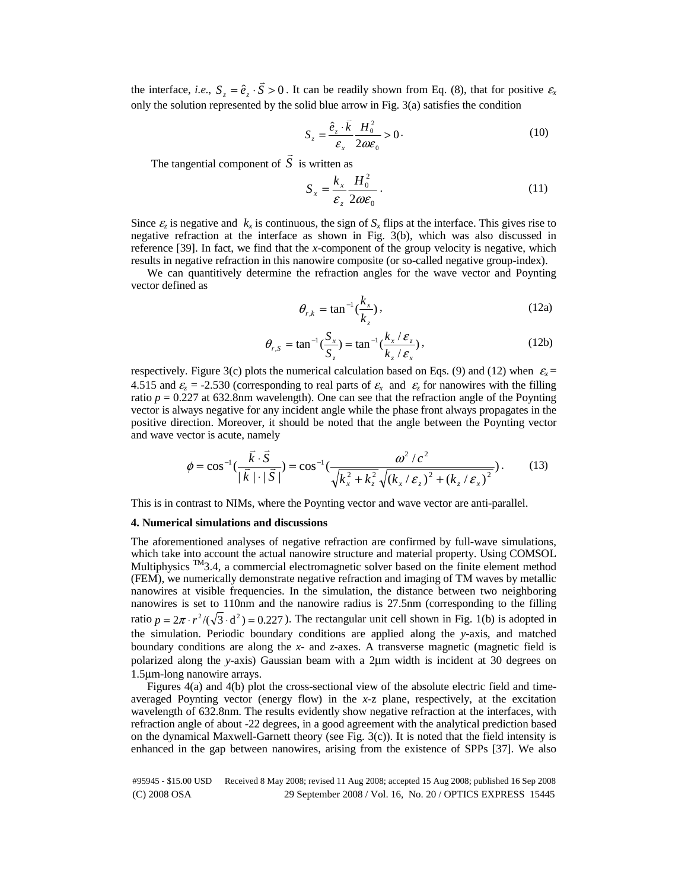the interface, *i.e.*, $S_z = \hat{e}_z \cdot \vec{S} > 0$. It can be readily shown from Eq. (8), that for positive $\varepsilon_x$ only the solution represented by the solid blue arrow in Fig. 3(a) satisfies the condition

$$S_z = \frac{\hat{e}_z \cdot \vec{k}}{\varepsilon_x} \frac{H_0^2}{2\omega\varepsilon_0} > 0 \cdot \tag{10}$$

The tangential component of $\vec{S}$ is written as

$$S_x = \frac{k_x}{\varepsilon_z} \frac{H_0^2}{2\omega\varepsilon_0} . \tag{11}$$

Since $\varepsilon_z$ is negative and $k_x$ is continuous, the sign of $S_x$ flips at the interface. This gives rise to negative refraction at the interface as shown in Fig. 3(b), which was also discussed in reference [39]. In fact, we find that the *x*-component of the group velocity is negative, which results in negative refraction in this nanowire composite (or so-called negative group-index).

We can quantitively determine the refraction angles for the wave vector and Poynting vector defined as

$$\theta_{r,k} = \tan^{-1}(\frac{k_x}{k_z}), \tag{12a}$$

$$\theta_{r,S} = \tan^{-1}(\frac{S_x}{S_z}) = \tan^{-1}(\frac{k_x/\varepsilon_z}{k_z/\varepsilon_x}), \tag{12b}$$

respectively. Figure 3(c) plots the numerical calculation based on Eqs. (9) and (12) when $\varepsilon_x$ = 4.515 and $\varepsilon_z$ = -2.530 (corresponding to real parts of $\varepsilon_x$ and $\varepsilon_z$ for nanowires with the filling ratio $p$ = 0.227 at 632.8nm wavelength). One can see that the refraction angle of the Poynting vector is always negative for any incident angle while the phase front always propagates in the positive direction. Moreover, it should be noted that the angle between the Poynting vector and wave vector is acute, namely

$$\phi = \cos^{-1}(\frac{\vec{k} \cdot \vec{S}}{|\vec{k}| \cdot |\vec{S}|}) = \cos^{-1}(\frac{\omega^2/c^2}{\sqrt{k_x^2 + k_z^2}\sqrt{(k_x/\varepsilon_z)^2 + (k_z/\varepsilon_x)^2}}) . \tag{13}$$

This is in contrast to NIMs, where the Poynting vector and wave vector are anti-parallel.

**4. Numerical simulations and discussions**

The aforementioned analyses of negative refraction are confirmed by full-wave simulations, which take into account the actual nanowire structure and material property. Using COMSOL Multiphysics [TM]3.4, a commercial electromagnetic solver based on the finite element method (FEM), we numerically demonstrate negative refraction and imaging of TM waves by metallic nanowires at visible frequencies. In the simulation, the distance between two neighboring nanowires is set to 110nm and the nanowire radius is 27.5nm (corresponding to the filling ratio $p = 2\pi \cdot r^2/(\sqrt{3} \cdot \mathrm{d}^2) = 0.227$). The rectangular unit cell shown in Fig. 1(b) is adopted in the simulation. Periodic boundary conditions are applied along the *y*-axis, and matched boundary conditions are along the *x*- and *z*-axes. A transverse magnetic (magnetic field is polarized along the *y*-axis) Gaussian beam with a 2μm width is incident at 30 degrees on 1.5μm-long nanowire arrays.

Figures 4(a) and 4(b) plot the cross-sectional view of the absolute electric field and time-averaged Poynting vector (energy flow) in the *x*-z plane, respectively, at the excitation wavelength of 632.8nm. The results evidently show negative refraction at the interfaces, with refraction angle of about -22 degrees, in a good agreement with the analytical prediction based on the dynamical Maxwell-Garnett theory (see Fig. 3(c)). It is noted that the field intensity is enhanced in the gap between nanowires, arising from the existence of SPPs [37]. We also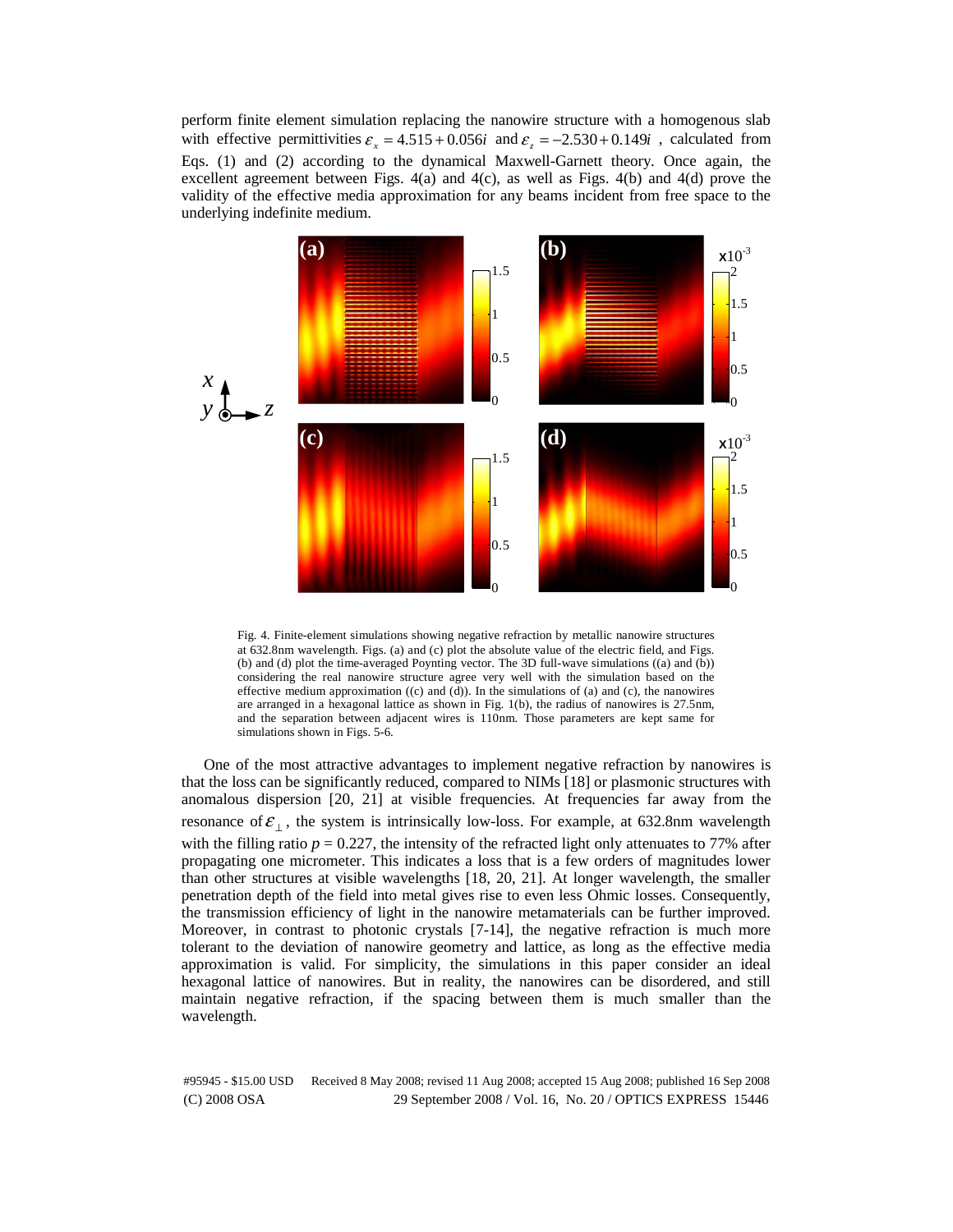perform finite element simulation replacing the nanowire structure with a homogenous slab with effective permittivities $\varepsilon_x = 4.515 + 0.056i$ and $\varepsilon_z = -2.530 + 0.149i$, calculated from Eqs. (1) and (2) according to the dynamical Maxwell-Garnett theory. Once again, the excellent agreement between Figs. 4(a) and 4(c), as well as Figs. 4(b) and 4(d) prove the validity of the effective media approximation for any beams incident from free space to the underlying indefinite medium.

Fig. 4. Finite-element simulations showing negative refraction by metallic nanowire structures at 632.8nm wavelength. Figs. (a) and (c) plot the absolute value of the electric field, and Figs. (b) and (d) plot the time-averaged Poynting vector. The 3D full-wave simulations ((a) and (b)) considering the real nanowire structure agree very well with the simulation based on the effective medium approximation ((c) and (d)). In the simulations of (a) and (c), the nanowires are arranged in a hexagonal lattice as shown in Fig. 1(b), the radius of nanowires is 27.5nm, and the separation between adjacent wires is 110nm. Those parameters are kept same for simulations shown in Figs. 5-6.

One of the most attractive advantages to implement negative refraction by nanowires is that the loss can be significantly reduced, compared to NIMs [18] or plasmonic structures with anomalous dispersion [20, 21] at visible frequencies. At frequencies far away from the resonance of $\varepsilon_\perp$, the system is intrinsically low-loss. For example, at 632.8nm wavelength with the filling ratio $p = 0.227$, the intensity of the refracted light only attenuates to 77% after propagating one micrometer. This indicates a loss that is a few orders of magnitudes lower than other structures at visible wavelengths [18, 20, 21]. At longer wavelength, the smaller penetration depth of the field into metal gives rise to even less Ohmic losses. Consequently, the transmission efficiency of light in the nanowire metamaterials can be further improved. Moreover, in contrast to photonic crystals [7-14], the negative refraction is much more tolerant to the deviation of nanowire geometry and lattice, as long as the effective media approximation is valid. For simplicity, the simulations in this paper consider an ideal hexagonal lattice of nanowires. But in reality, the nanowires can be disordered, and still maintain negative refraction, if the spacing between them is much smaller than the wavelength.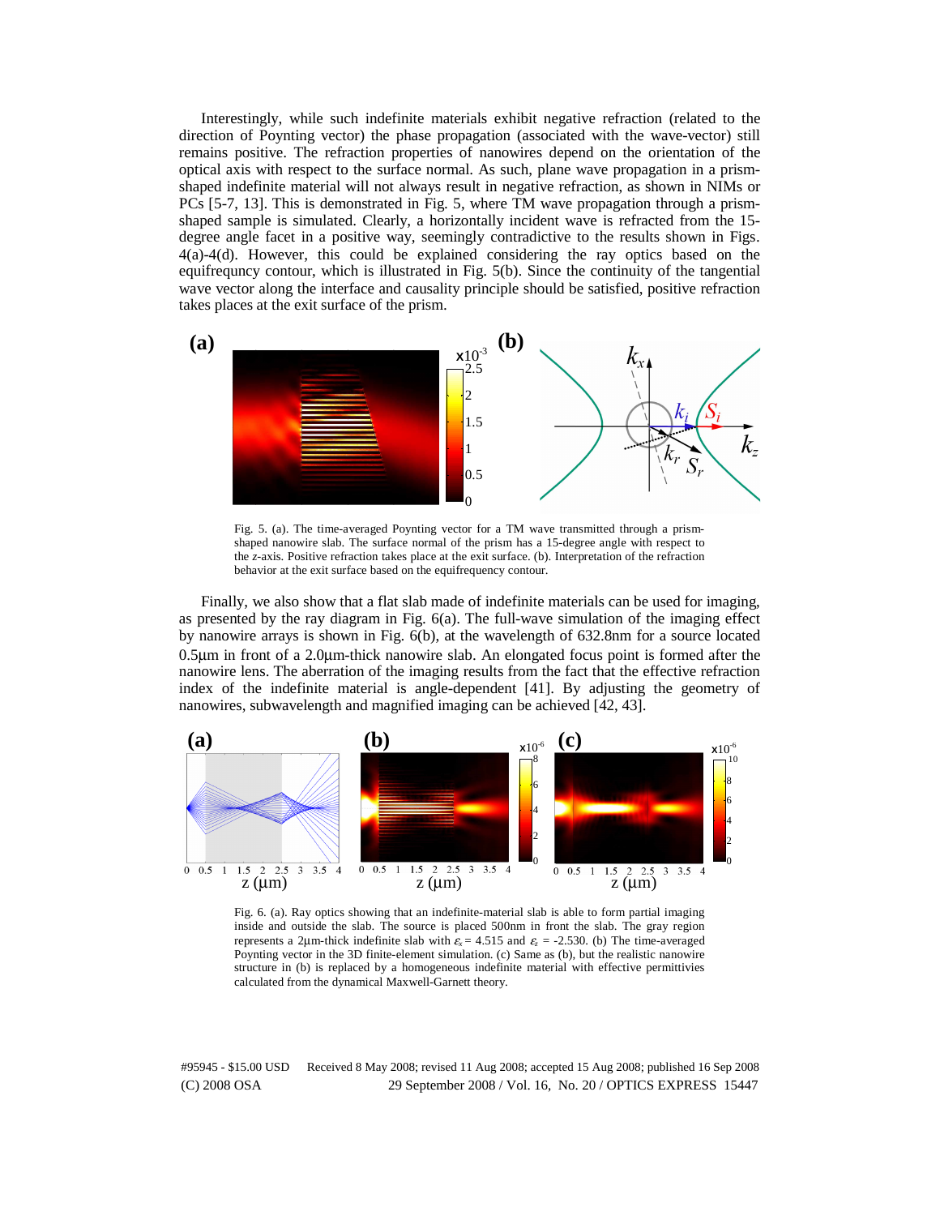Interestingly, while such indefinite materials exhibit negative refraction (related to the direction of Poynting vector) the phase propagation (associated with the wave-vector) still remains positive. The refraction properties of nanowires depend on the orientation of the optical axis with respect to the surface normal. As such, plane wave propagation in a prism-shaped indefinite material will not always result in negative refraction, as shown in NIMs or PCs [5-7, 13]. This is demonstrated in Fig. 5, where TM wave propagation through a prism-shaped sample is simulated. Clearly, a horizontally incident wave is refracted from the 15-degree angle facet in a positive way, seemingly contradictive to the results shown in Figs. 4(a)-4(d). However, this could be explained considering the ray optics based on the equifrequncy contour, which is illustrated in Fig. 5(b). Since the continuity of the tangential wave vector along the interface and causality principle should be satisfied, positive refraction takes places at the exit surface of the prism.

Fig. 5. (a). The time-averaged Poynting vector for a TM wave transmitted through a prism-shaped nanowire slab. The surface normal of the prism has a 15-degree angle with respect to the z-axis. Positive refraction takes place at the exit surface. (b). Interpretation of the refraction behavior at the exit surface based on the equifrequency contour.

Finally, we also show that a flat slab made of indefinite materials can be used for imaging, as presented by the ray diagram in Fig. 6(a). The full-wave simulation of the imaging effect by nanowire arrays is shown in Fig. 6(b), at the wavelength of 632.8nm for a source located 0.5μm in front of a 2.0μm-thick nanowire slab. An elongated focus point is formed after the nanowire lens. The aberration of the imaging results from the fact that the effective refraction index of the indefinite material is angle-dependent [41]. By adjusting the geometry of nanowires, subwavelength and magnified imaging can be achieved [42, 43].

Fig. 6. (a). Ray optics showing that an indefinite-material slab is able to form partial imaging inside and outside the slab. The source is placed 500nm in front the slab. The gray region represents a 2μm-thick indefinite slab with $\varepsilon_x = 4.515$ and $\varepsilon_z = -2.530$. (b) The time-averaged Poynting vector in the 3D finite-element simulation. (c) Same as (b), but the realistic nanowire structure in (b) is replaced by a homogeneous indefinite material with effective permittivies calculated from the dynamical Maxwell-Garnett theory.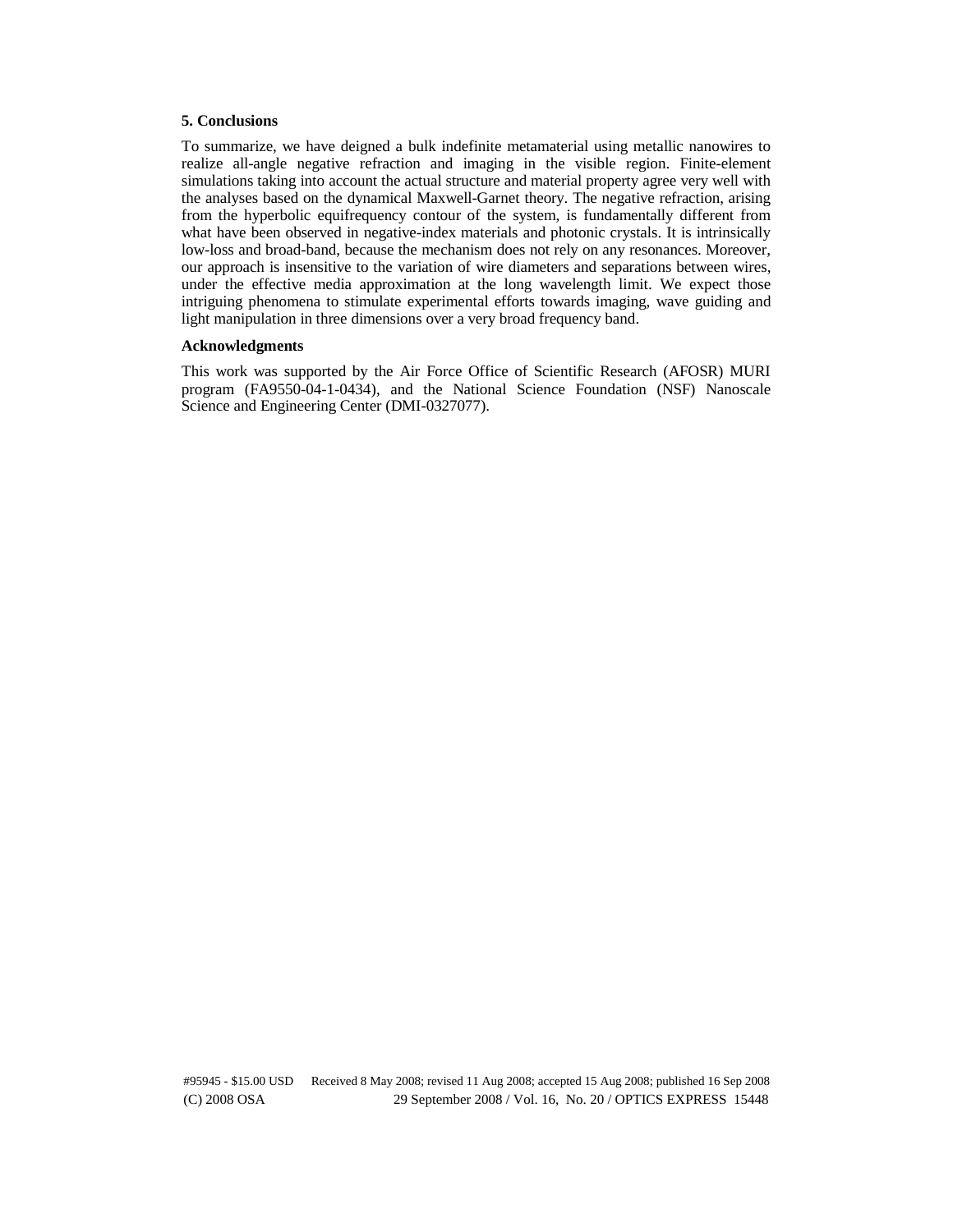### 5. Conclusions

To summarize, we have deigned a bulk indefinite metamaterial using metallic nanowires to realize all-angle negative refraction and imaging in the visible region. Finite-element simulations taking into account the actual structure and material property agree very well with the analyses based on the dynamical Maxwell-Garnet theory. The negative refraction, arising from the hyperbolic equifrequency contour of the system, is fundamentally different from what have been observed in negative-index materials and photonic crystals. It is intrinsically low-loss and broad-band, because the mechanism does not rely on any resonances. Moreover, our approach is insensitive to the variation of wire diameters and separations between wires, under the effective media approximation at the long wavelength limit. We expect those intriguing phenomena to stimulate experimental efforts towards imaging, wave guiding and light manipulation in three dimensions over a very broad frequency band.

### Acknowledgments

This work was supported by the Air Force Office of Scientific Research (AFOSR) MURI program (FA9550-04-1-0434), and the National Science Foundation (NSF) Nanoscale Science and Engineering Center (DMI-0327077).